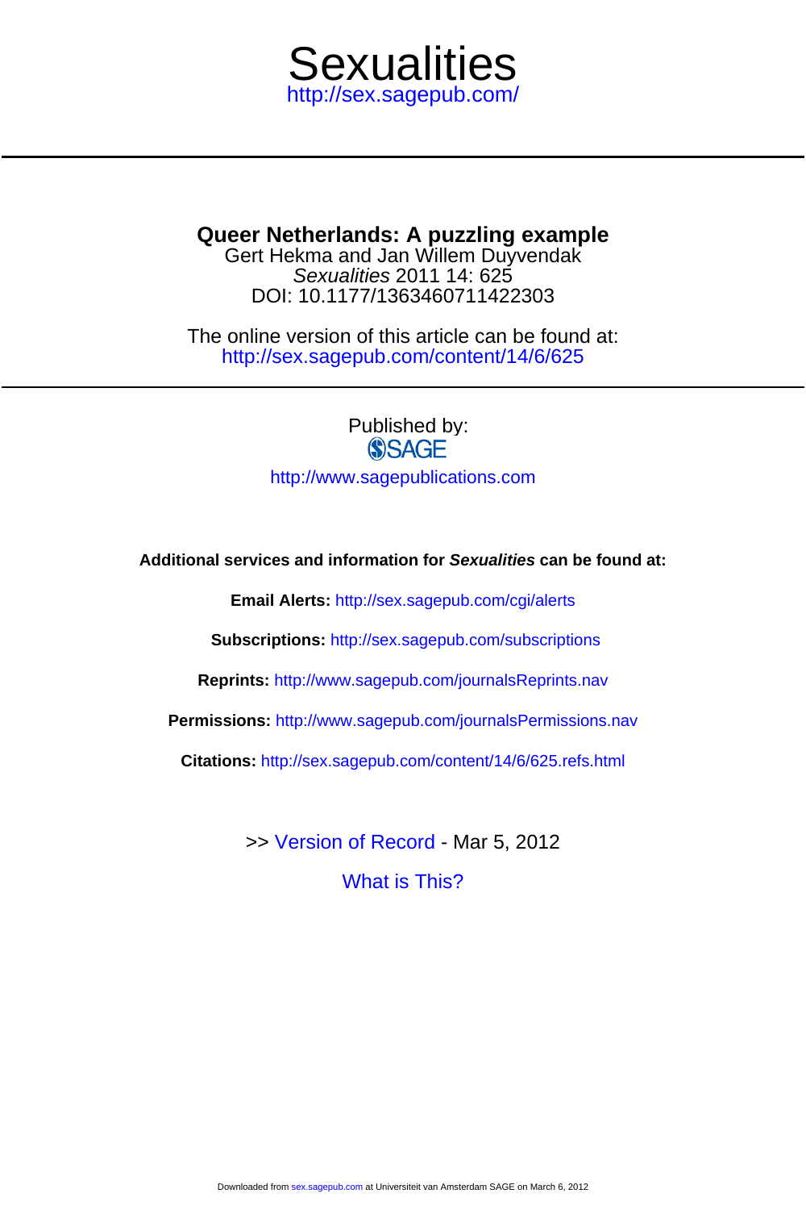# Sexualities

http://sex.sagepub.com/

## Queer Netherlands: A puzzling example

Gert Hekma and Jan Willem Duyvendak

*Sexualities* 2011 14: 625

DOI: 10.1177/1363460711422303

The online version of this article can be found at:
http://sex.sagepub.com/content/14/6/625

Published by:

SAGE

http://www.sagepublications.com

**Additional services and information for *Sexualities* can be found at:**

**Email Alerts:** http://sex.sagepub.com/cgi/alerts

**Subscriptions:** http://sex.sagepub.com/subscriptions

**Reprints:** http://www.sagepub.com/journalsReprints.nav

**Permissions:** http://www.sagepub.com/journalsPermissions.nav

**Citations:** http://sex.sagepub.com/content/14/6/625.refs.html

>> Version of Record - Mar 5, 2012

What is This?

Downloaded from sex.sagepub.com at Universiteit van Amsterdam SAGE on March 6, 2012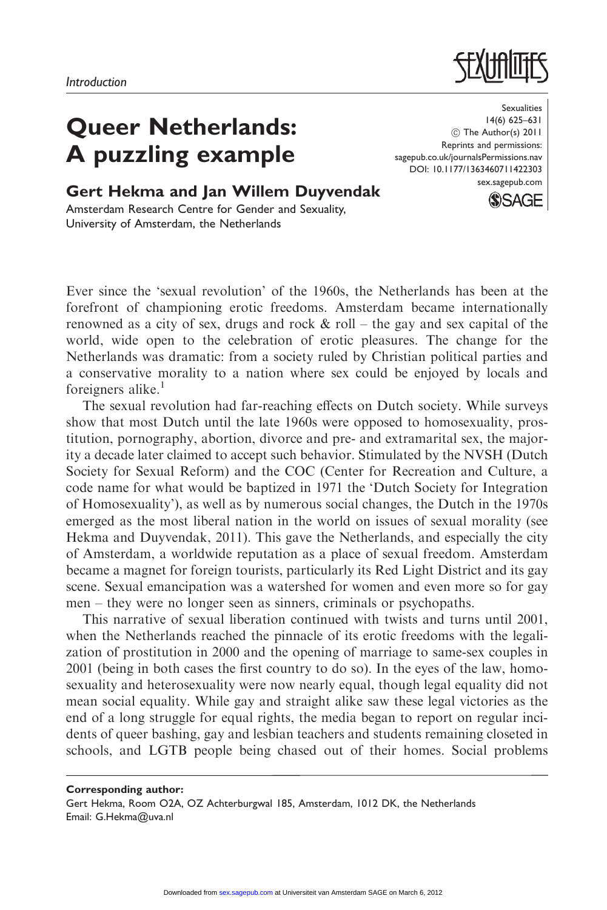Introduction

# Queer Netherlands: A puzzling example

## Gert Hekma and Jan Willem Duyvendak

Amsterdam Research Centre for Gender and Sexuality, University of Amsterdam, the Netherlands

Ever since the 'sexual revolution' of the 1960s, the Netherlands has been at the forefront of championing erotic freedoms. Amsterdam became internationally renowned as a city of sex, drugs and rock & roll – the gay and sex capital of the world, wide open to the celebration of erotic pleasures. The change for the Netherlands was dramatic: from a society ruled by Christian political parties and a conservative morality to a nation where sex could be enjoyed by locals and foreigners alike.[1]

The sexual revolution had far-reaching effects on Dutch society. While surveys show that most Dutch until the late 1960s were opposed to homosexuality, prostitution, pornography, abortion, divorce and pre- and extramarital sex, the majority a decade later claimed to accept such behavior. Stimulated by the NVSH (Dutch Society for Sexual Reform) and the COC (Center for Recreation and Culture, a code name for what would be baptized in 1971 the 'Dutch Society for Integration of Homosexuality'), as well as by numerous social changes, the Dutch in the 1970s emerged as the most liberal nation in the world on issues of sexual morality (see Hekma and Duyvendak, 2011). This gave the Netherlands, and especially the city of Amsterdam, a worldwide reputation as a place of sexual freedom. Amsterdam became a magnet for foreign tourists, particularly its Red Light District and its gay scene. Sexual emancipation was a watershed for women and even more so for gay men – they were no longer seen as sinners, criminals or psychopaths.

This narrative of sexual liberation continued with twists and turns until 2001, when the Netherlands reached the pinnacle of its erotic freedoms with the legalization of prostitution in 2000 and the opening of marriage to same-sex couples in 2001 (being in both cases the first country to do so). In the eyes of the law, homosexuality and heterosexuality were now nearly equal, though legal equality did not mean social equality. While gay and straight alike saw these legal victories as the end of a long struggle for equal rights, the media began to report on regular incidents of queer bashing, gay and lesbian teachers and students remaining closeted in schools, and LGTB people being chased out of their homes. Social problems

**Corresponding author:**
Gert Hekma, Room O2A, OZ Achterburgwal 185, Amsterdam, 1012 DK, the Netherlands
Email: G.Hekma@uva.nl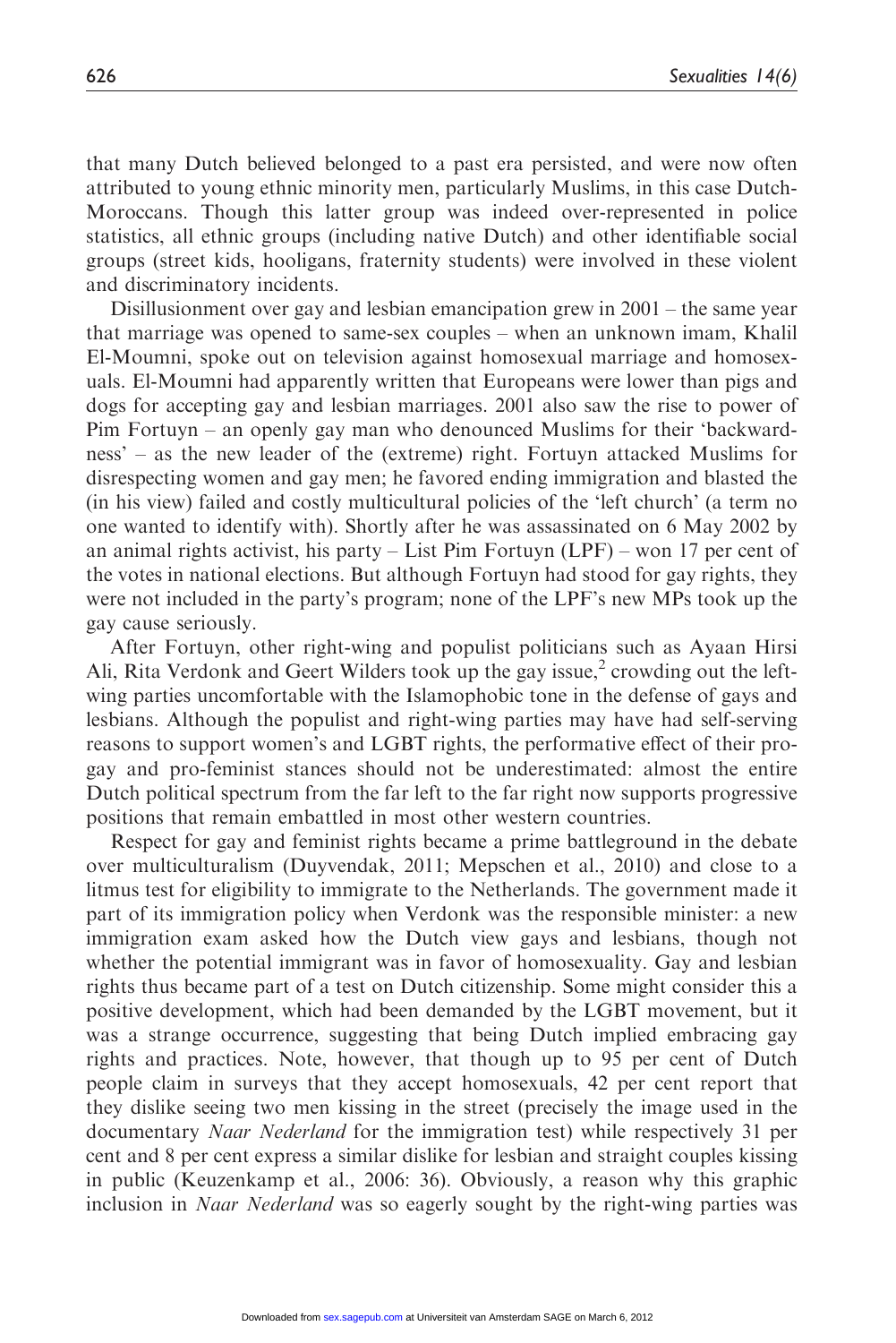that many Dutch believed belonged to a past era persisted, and were now often attributed to young ethnic minority men, particularly Muslims, in this case Dutch-Moroccans. Though this latter group was indeed over-represented in police statistics, all ethnic groups (including native Dutch) and other identifiable social groups (street kids, hooligans, fraternity students) were involved in these violent and discriminatory incidents.

Disillusionment over gay and lesbian emancipation grew in 2001 – the same year that marriage was opened to same-sex couples – when an unknown imam, Khalil El-Moumni, spoke out on television against homosexual marriage and homosexuals. El-Moumni had apparently written that Europeans were lower than pigs and dogs for accepting gay and lesbian marriages. 2001 also saw the rise to power of Pim Fortuyn – an openly gay man who denounced Muslims for their 'backwardness' – as the new leader of the (extreme) right. Fortuyn attacked Muslims for disrespecting women and gay men; he favored ending immigration and blasted the (in his view) failed and costly multicultural policies of the 'left church' (a term no one wanted to identify with). Shortly after he was assassinated on 6 May 2002 by an animal rights activist, his party – List Pim Fortuyn (LPF) – won 17 per cent of the votes in national elections. But although Fortuyn had stood for gay rights, they were not included in the party's program; none of the LPF's new MPs took up the gay cause seriously.

After Fortuyn, other right-wing and populist politicians such as Ayaan Hirsi Ali, Rita Verdonk and Geert Wilders took up the gay issue,[2] crowding out the left-wing parties uncomfortable with the Islamophobic tone in the defense of gays and lesbians. Although the populist and right-wing parties may have had self-serving reasons to support women's and LGBT rights, the performative effect of their pro-gay and pro-feminist stances should not be underestimated: almost the entire Dutch political spectrum from the far left to the far right now supports progressive positions that remain embattled in most other western countries.

Respect for gay and feminist rights became a prime battleground in the debate over multiculturalism (Duyvendak, 2011; Mepschen et al., 2010) and close to a litmus test for eligibility to immigrate to the Netherlands. The government made it part of its immigration policy when Verdonk was the responsible minister: a new immigration exam asked how the Dutch view gays and lesbians, though not whether the potential immigrant was in favor of homosexuality. Gay and lesbian rights thus became part of a test on Dutch citizenship. Some might consider this a positive development, which had been demanded by the LGBT movement, but it was a strange occurrence, suggesting that being Dutch implied embracing gay rights and practices. Note, however, that though up to 95 per cent of Dutch people claim in surveys that they accept homosexuals, 42 per cent report that they dislike seeing two men kissing in the street (precisely the image used in the documentary *Naar Nederland* for the immigration test) while respectively 31 per cent and 8 per cent express a similar dislike for lesbian and straight couples kissing in public (Keuzenkamp et al., 2006: 36). Obviously, a reason why this graphic inclusion in *Naar Nederland* was so eagerly sought by the right-wing parties was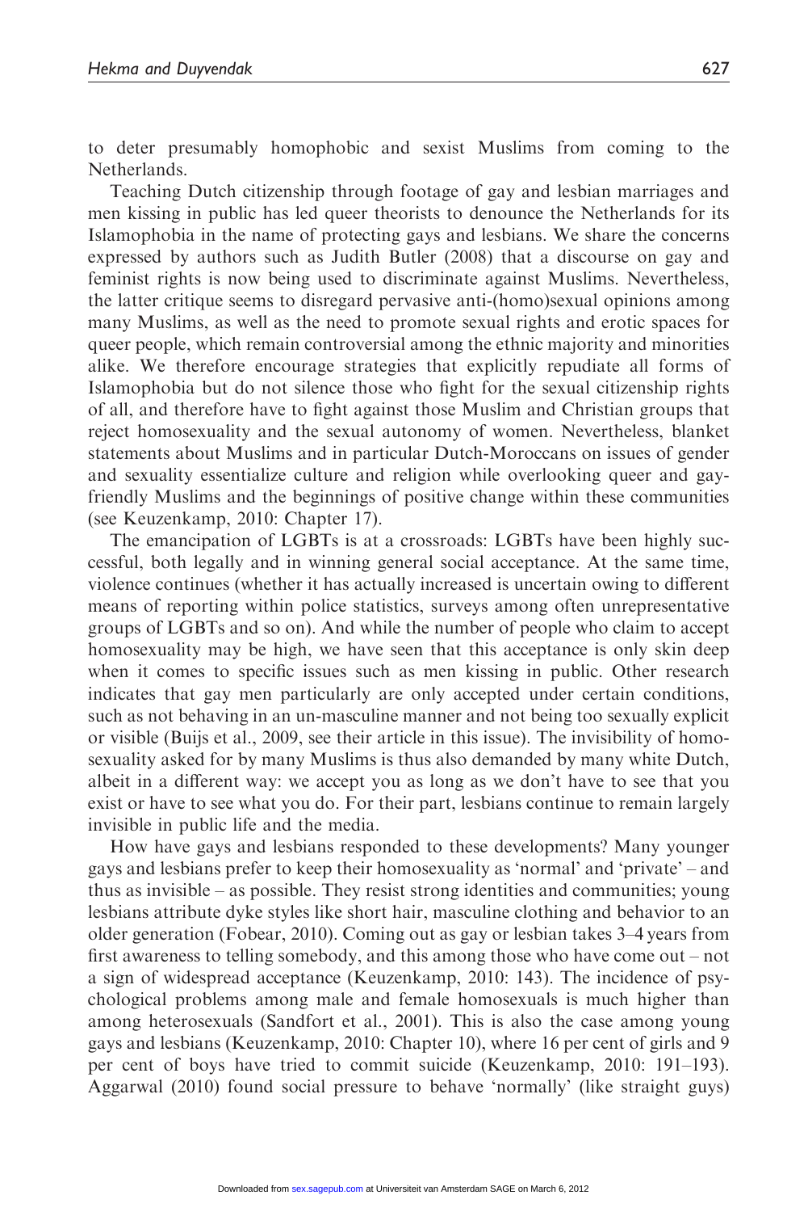to deter presumably homophobic and sexist Muslims from coming to the Netherlands.

Teaching Dutch citizenship through footage of gay and lesbian marriages and men kissing in public has led queer theorists to denounce the Netherlands for its Islamophobia in the name of protecting gays and lesbians. We share the concerns expressed by authors such as Judith Butler (2008) that a discourse on gay and feminist rights is now being used to discriminate against Muslims. Nevertheless, the latter critique seems to disregard pervasive anti-(homo)sexual opinions among many Muslims, as well as the need to promote sexual rights and erotic spaces for queer people, which remain controversial among the ethnic majority and minorities alike. We therefore encourage strategies that explicitly repudiate all forms of Islamophobia but do not silence those who fight for the sexual citizenship rights of all, and therefore have to fight against those Muslim and Christian groups that reject homosexuality and the sexual autonomy of women. Nevertheless, blanket statements about Muslims and in particular Dutch-Moroccans on issues of gender and sexuality essentialize culture and religion while overlooking queer and gay-friendly Muslims and the beginnings of positive change within these communities (see Keuzenkamp, 2010: Chapter 17).

The emancipation of LGBTs is at a crossroads: LGBTs have been highly successful, both legally and in winning general social acceptance. At the same time, violence continues (whether it has actually increased is uncertain owing to different means of reporting within police statistics, surveys among often unrepresentative groups of LGBTs and so on). And while the number of people who claim to accept homosexuality may be high, we have seen that this acceptance is only skin deep when it comes to specific issues such as men kissing in public. Other research indicates that gay men particularly are only accepted under certain conditions, such as not behaving in an un-masculine manner and not being too sexually explicit or visible (Buijs et al., 2009, see their article in this issue). The invisibility of homosexuality asked for by many Muslims is thus also demanded by many white Dutch, albeit in a different way: we accept you as long as we don't have to see that you exist or have to see what you do. For their part, lesbians continue to remain largely invisible in public life and the media.

How have gays and lesbians responded to these developments? Many younger gays and lesbians prefer to keep their homosexuality as 'normal' and 'private' – and thus as invisible – as possible. They resist strong identities and communities; young lesbians attribute dyke styles like short hair, masculine clothing and behavior to an older generation (Fobear, 2010). Coming out as gay or lesbian takes 3–4 years from first awareness to telling somebody, and this among those who have come out – not a sign of widespread acceptance (Keuzenkamp, 2010: 143). The incidence of psychological problems among male and female homosexuals is much higher than among heterosexuals (Sandfort et al., 2001). This is also the case among young gays and lesbians (Keuzenkamp, 2010: Chapter 10), where 16 per cent of girls and 9 per cent of boys have tried to commit suicide (Keuzenkamp, 2010: 191–193). Aggarwal (2010) found social pressure to behave 'normally' (like straight guys)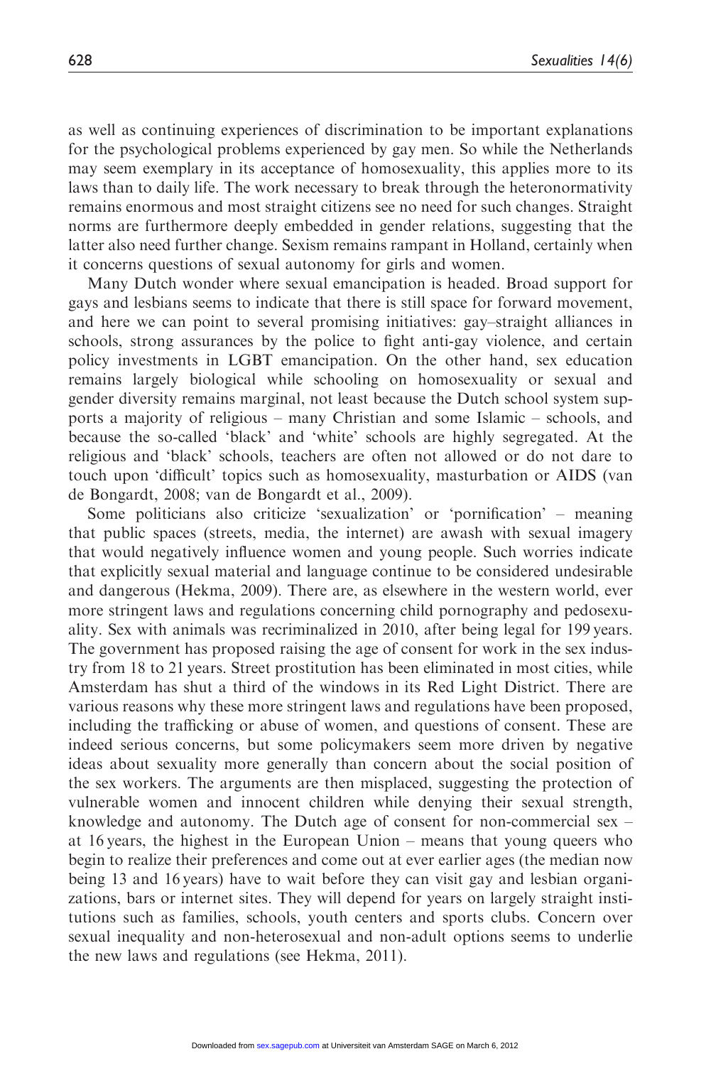as well as continuing experiences of discrimination to be important explanations for the psychological problems experienced by gay men. So while the Netherlands may seem exemplary in its acceptance of homosexuality, this applies more to its laws than to daily life. The work necessary to break through the heteronormativity remains enormous and most straight citizens see no need for such changes. Straight norms are furthermore deeply embedded in gender relations, suggesting that the latter also need further change. Sexism remains rampant in Holland, certainly when it concerns questions of sexual autonomy for girls and women.

Many Dutch wonder where sexual emancipation is headed. Broad support for gays and lesbians seems to indicate that there is still space for forward movement, and here we can point to several promising initiatives: gay–straight alliances in schools, strong assurances by the police to fight anti-gay violence, and certain policy investments in LGBT emancipation. On the other hand, sex education remains largely biological while schooling on homosexuality or sexual and gender diversity remains marginal, not least because the Dutch school system supports a majority of religious – many Christian and some Islamic – schools, and because the so-called 'black' and 'white' schools are highly segregated. At the religious and 'black' schools, teachers are often not allowed or do not dare to touch upon 'difficult' topics such as homosexuality, masturbation or AIDS (van de Bongardt, 2008; van de Bongardt et al., 2009).

Some politicians also criticize 'sexualization' or 'pornification' – meaning that public spaces (streets, media, the internet) are awash with sexual imagery that would negatively influence women and young people. Such worries indicate that explicitly sexual material and language continue to be considered undesirable and dangerous (Hekma, 2009). There are, as elsewhere in the western world, ever more stringent laws and regulations concerning child pornography and pedosexuality. Sex with animals was recriminalized in 2010, after being legal for 199 years. The government has proposed raising the age of consent for work in the sex industry from 18 to 21 years. Street prostitution has been eliminated in most cities, while Amsterdam has shut a third of the windows in its Red Light District. There are various reasons why these more stringent laws and regulations have been proposed, including the trafficking or abuse of women, and questions of consent. These are indeed serious concerns, but some policymakers seem more driven by negative ideas about sexuality more generally than concern about the social position of the sex workers. The arguments are then misplaced, suggesting the protection of vulnerable women and innocent children while denying their sexual strength, knowledge and autonomy. The Dutch age of consent for non-commercial sex – at 16 years, the highest in the European Union – means that young queers who begin to realize their preferences and come out at ever earlier ages (the median now being 13 and 16 years) have to wait before they can visit gay and lesbian organizations, bars or internet sites. They will depend for years on largely straight institutions such as families, schools, youth centers and sports clubs. Concern over sexual inequality and non-heterosexual and non-adult options seems to underlie the new laws and regulations (see Hekma, 2011).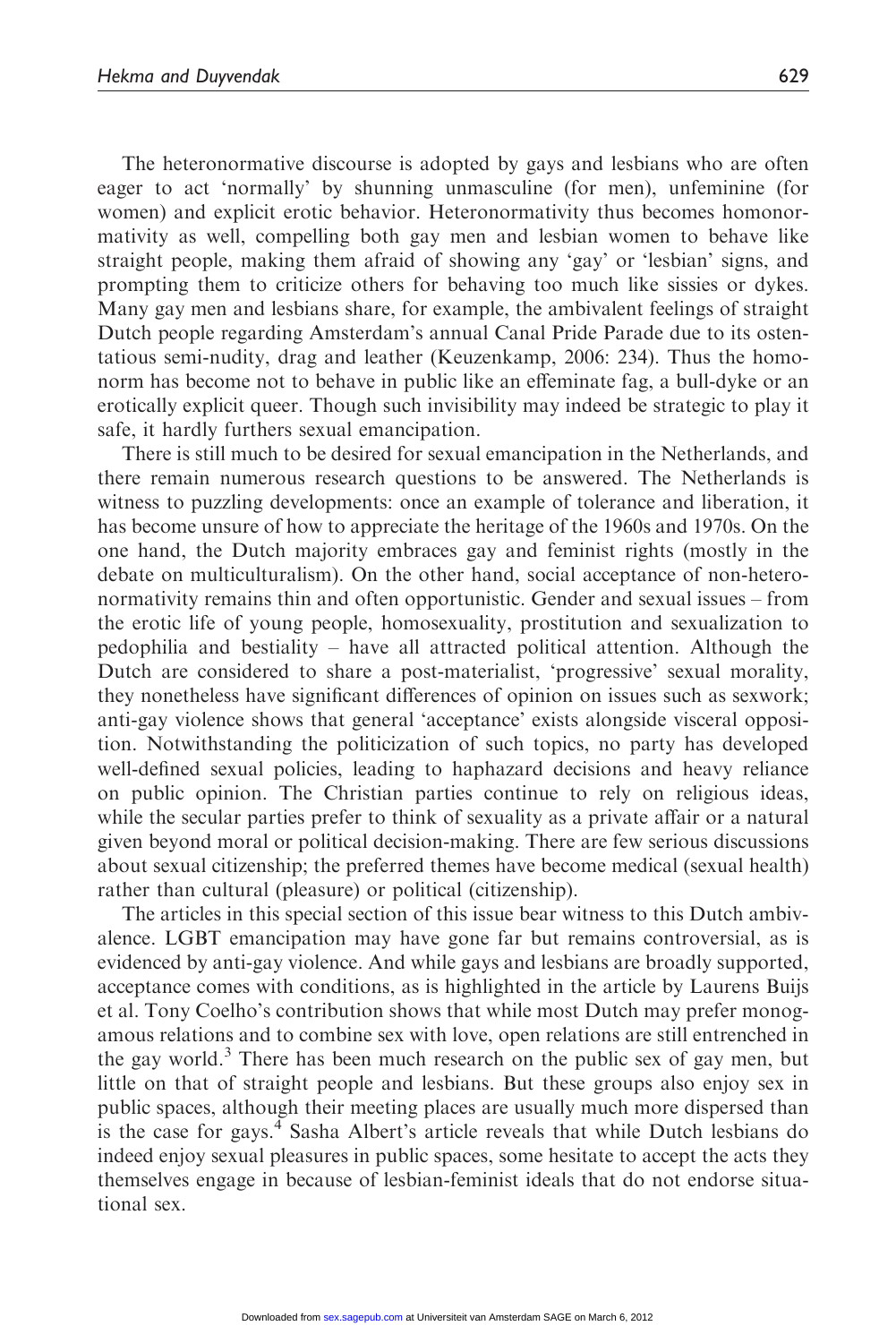The heteronormative discourse is adopted by gays and lesbians who are often eager to act 'normally' by shunning unmasculine (for men), unfeminine (for women) and explicit erotic behavior. Heteronormativity thus becomes homonormativity as well, compelling both gay men and lesbian women to behave like straight people, making them afraid of showing any 'gay' or 'lesbian' signs, and prompting them to criticize others for behaving too much like sissies or dykes. Many gay men and lesbians share, for example, the ambivalent feelings of straight Dutch people regarding Amsterdam's annual Canal Pride Parade due to its ostentatious semi-nudity, drag and leather (Keuzenkamp, 2006: 234). Thus the homonorm has become not to behave in public like an effeminate fag, a bull-dyke or an erotically explicit queer. Though such invisibility may indeed be strategic to play it safe, it hardly furthers sexual emancipation.

There is still much to be desired for sexual emancipation in the Netherlands, and there remain numerous research questions to be answered. The Netherlands is witness to puzzling developments: once an example of tolerance and liberation, it has become unsure of how to appreciate the heritage of the 1960s and 1970s. On the one hand, the Dutch majority embraces gay and feminist rights (mostly in the debate on multiculturalism). On the other hand, social acceptance of non-heteronormativity remains thin and often opportunistic. Gender and sexual issues – from the erotic life of young people, homosexuality, prostitution and sexualization to pedophilia and bestiality – have all attracted political attention. Although the Dutch are considered to share a post-materialist, 'progressive' sexual morality, they nonetheless have significant differences of opinion on issues such as sexwork; anti-gay violence shows that general 'acceptance' exists alongside visceral opposition. Notwithstanding the politicization of such topics, no party has developed well-defined sexual policies, leading to haphazard decisions and heavy reliance on public opinion. The Christian parties continue to rely on religious ideas, while the secular parties prefer to think of sexuality as a private affair or a natural given beyond moral or political decision-making. There are few serious discussions about sexual citizenship; the preferred themes have become medical (sexual health) rather than cultural (pleasure) or political (citizenship).

The articles in this special section of this issue bear witness to this Dutch ambivalence. LGBT emancipation may have gone far but remains controversial, as is evidenced by anti-gay violence. And while gays and lesbians are broadly supported, acceptance comes with conditions, as is highlighted in the article by Laurens Buijs et al. Tony Coelho's contribution shows that while most Dutch may prefer monogamous relations and to combine sex with love, open relations are still entrenched in the gay world.[3] There has been much research on the public sex of gay men, but little on that of straight people and lesbians. But these groups also enjoy sex in public spaces, although their meeting places are usually much more dispersed than is the case for gays.[4] Sasha Albert's article reveals that while Dutch lesbians do indeed enjoy sexual pleasures in public spaces, some hesitate to accept the acts they themselves engage in because of lesbian-feminist ideals that do not endorse situational sex.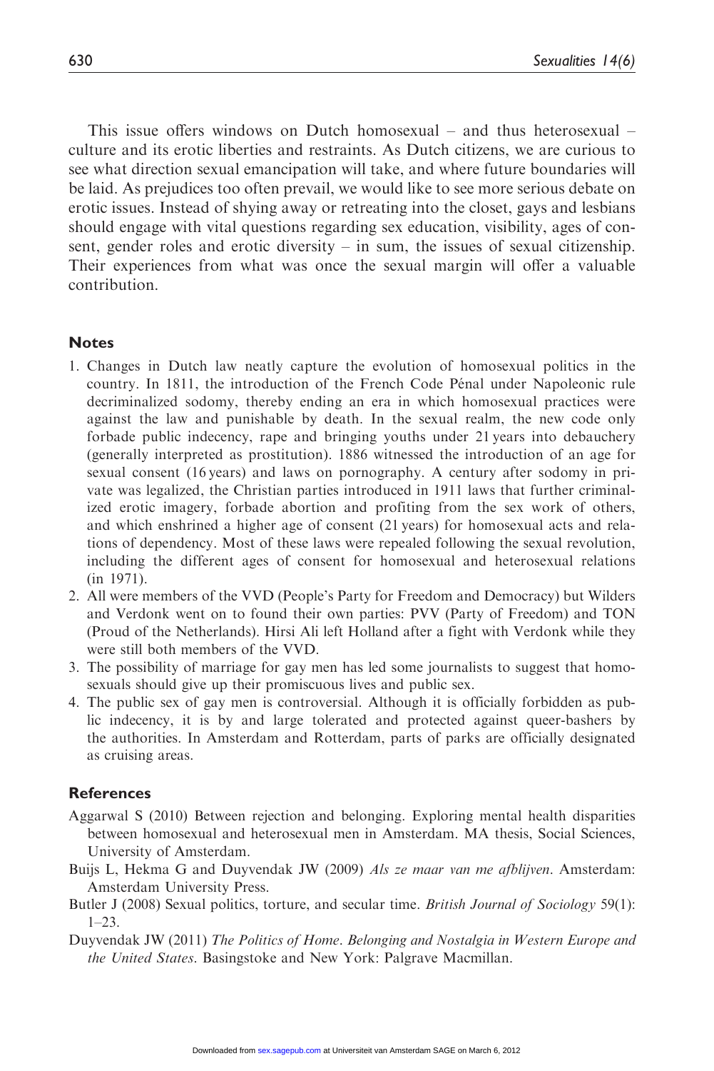This issue offers windows on Dutch homosexual – and thus heterosexual – culture and its erotic liberties and restraints. As Dutch citizens, we are curious to see what direction sexual emancipation will take, and where future boundaries will be laid. As prejudices too often prevail, we would like to see more serious debate on erotic issues. Instead of shying away or retreating into the closet, gays and lesbians should engage with vital questions regarding sex education, visibility, ages of consent, gender roles and erotic diversity – in sum, the issues of sexual citizenship. Their experiences from what was once the sexual margin will offer a valuable contribution.

## Notes

1. Changes in Dutch law neatly capture the evolution of homosexual politics in the country. In 1811, the introduction of the French Code Pénal under Napoleonic rule decriminalized sodomy, thereby ending an era in which homosexual practices were against the law and punishable by death. In the sexual realm, the new code only forbade public indecency, rape and bringing youths under 21 years into debauchery (generally interpreted as prostitution). 1886 witnessed the introduction of an age for sexual consent (16 years) and laws on pornography. A century after sodomy in private was legalized, the Christian parties introduced in 1911 laws that further criminalized erotic imagery, forbade abortion and profiting from the sex work of others, and which enshrined a higher age of consent (21 years) for homosexual acts and relations of dependency. Most of these laws were repealed following the sexual revolution, including the different ages of consent for homosexual and heterosexual relations (in 1971).
2. All were members of the VVD (People's Party for Freedom and Democracy) but Wilders and Verdonk went on to found their own parties: PVV (Party of Freedom) and TON (Proud of the Netherlands). Hirsi Ali left Holland after a fight with Verdonk while they were still both members of the VVD.
3. The possibility of marriage for gay men has led some journalists to suggest that homosexuals should give up their promiscuous lives and public sex.
4. The public sex of gay men is controversial. Although it is officially forbidden as public indecency, it is by and large tolerated and protected against queer-bashers by the authorities. In Amsterdam and Rotterdam, parts of parks are officially designated as cruising areas.

## References

Aggarwal S (2010) Between rejection and belonging. Exploring mental health disparities between homosexual and heterosexual men in Amsterdam. MA thesis, Social Sciences, University of Amsterdam.

Buijs L, Hekma G and Duyvendak JW (2009) *Als ze maar van me afblijven*. Amsterdam: Amsterdam University Press.

Butler J (2008) Sexual politics, torture, and secular time. *British Journal of Sociology* 59(1): 1–23.

Duyvendak JW (2011) *The Politics of Home. Belonging and Nostalgia in Western Europe and the United States*. Basingstoke and New York: Palgrave Macmillan.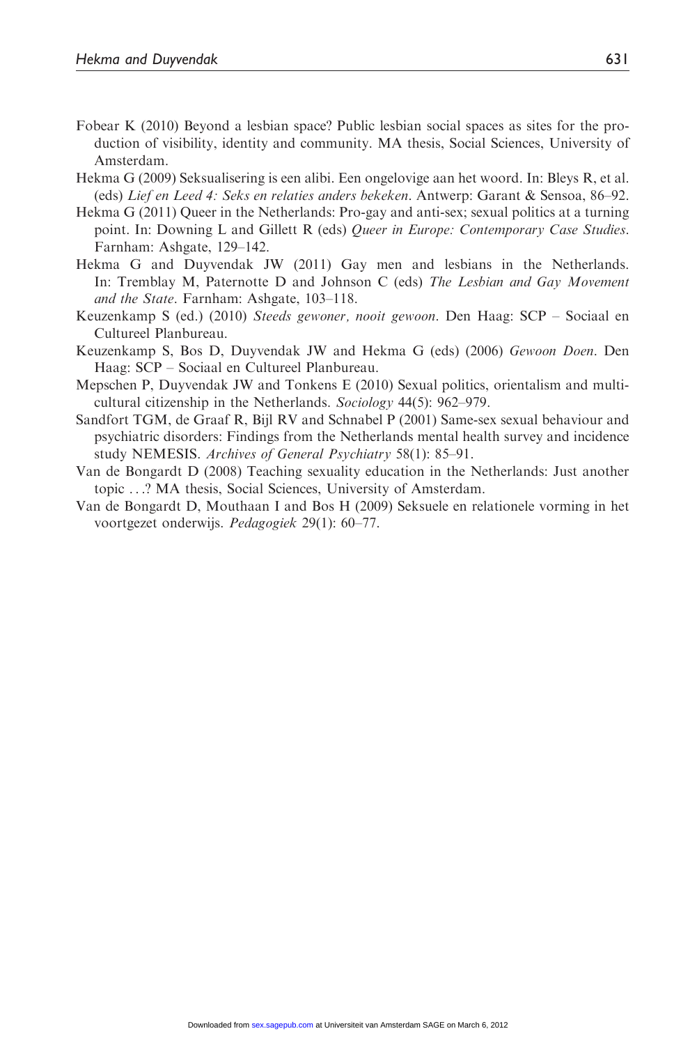Fobear K (2010) Beyond a lesbian space? Public lesbian social spaces as sites for the production of visibility, identity and community. MA thesis, Social Sciences, University of Amsterdam.

Hekma G (2009) Seksualisering is een alibi. Een ongelovige aan het woord. In: Bleys R, et al. (eds) *Lief en Leed 4: Seks en relaties anders bekeken*. Antwerp: Garant & Sensoa, 86–92.

Hekma G (2011) Queer in the Netherlands: Pro-gay and anti-sex; sexual politics at a turning point. In: Downing L and Gillett R (eds) *Queer in Europe: Contemporary Case Studies*. Farnham: Ashgate, 129–142.

Hekma G and Duyvendak JW (2011) Gay men and lesbians in the Netherlands. In: Tremblay M, Paternotte D and Johnson C (eds) *The Lesbian and Gay Movement and the State*. Farnham: Ashgate, 103–118.

Keuzenkamp S (ed.) (2010) *Steeds gewoner, nooit gewoon*. Den Haag: SCP – Sociaal en Cultureel Planbureau.

Keuzenkamp S, Bos D, Duyvendak JW and Hekma G (eds) (2006) *Gewoon Doen*. Den Haag: SCP – Sociaal en Cultureel Planbureau.

Mepschen P, Duyvendak JW and Tonkens E (2010) Sexual politics, orientalism and multicultural citizenship in the Netherlands. *Sociology* 44(5): 962–979.

Sandfort TGM, de Graaf R, Bijl RV and Schnabel P (2001) Same-sex sexual behaviour and psychiatric disorders: Findings from the Netherlands mental health survey and incidence study NEMESIS. *Archives of General Psychiatry* 58(1): 85–91.

Van de Bongardt D (2008) Teaching sexuality education in the Netherlands: Just another topic ...? MA thesis, Social Sciences, University of Amsterdam.

Van de Bongardt D, Mouthaan I and Bos H (2009) Seksuele en relationele vorming in het voortgezet onderwijs. *Pedagogiek* 29(1): 60–77.